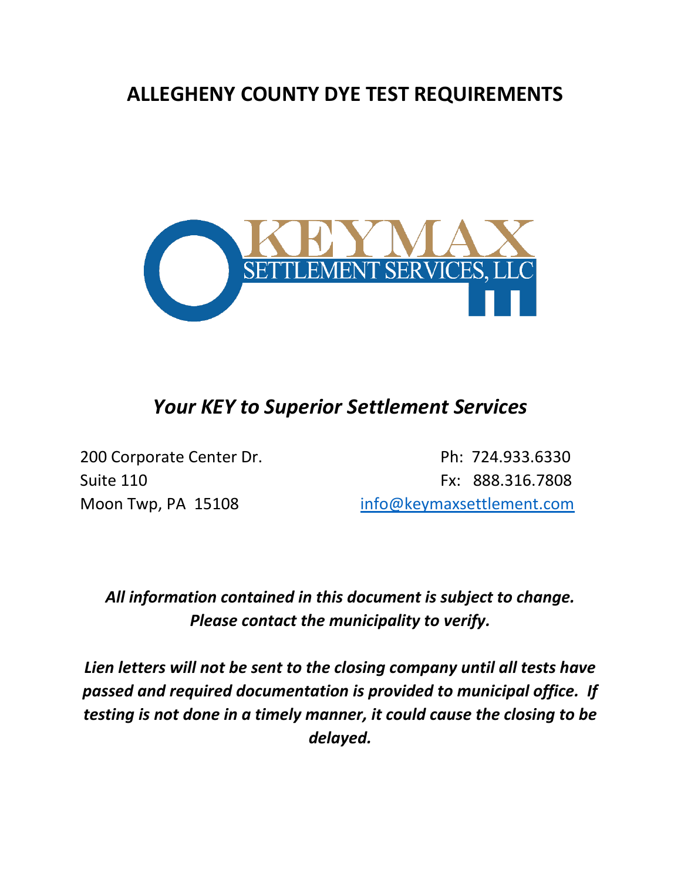# ALLEGHENY COUNTY DYE TEST REQUIREMENTS

KEYMAX SETTLEMENT SERVICES, LLC

## *Your KEY to Superior Settlement Services*

200 Corporate Center Dr.
Suite 110
Moon Twp, PA 15108

Ph: 724.933.6330
Fx: 888.316.7808
info@keymaxsettlement.com

***All information contained in this document is subject to change. Please contact the municipality to verify.***

***Lien letters will not be sent to the closing company until all tests have passed and required documentation is provided to municipal office. If testing is not done in a timely manner, it could cause the closing to be delayed.***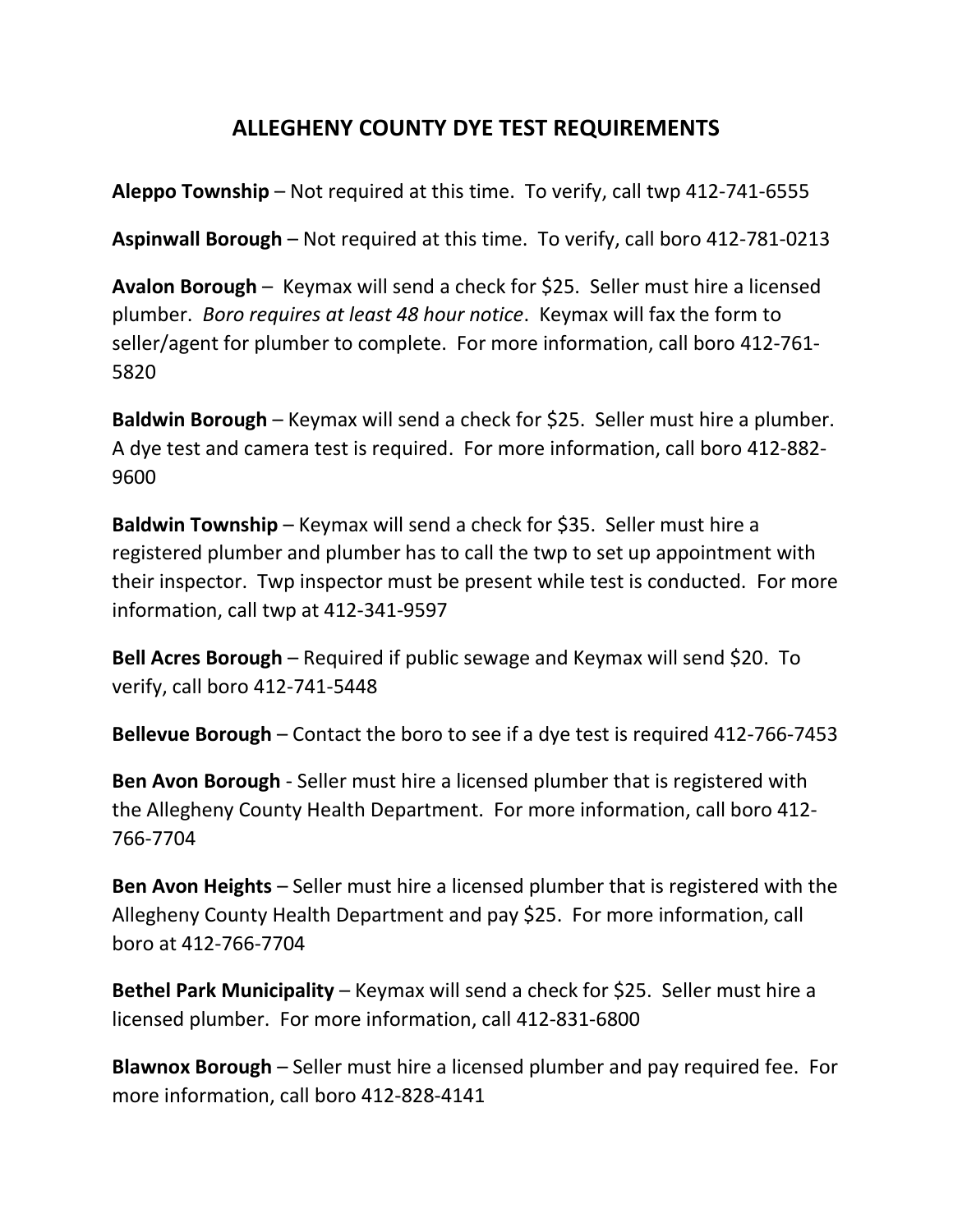# ALLEGHENY COUNTY DYE TEST REQUIREMENTS

**Aleppo Township** – Not required at this time. To verify, call twp 412-741-6555

**Aspinwall Borough** – Not required at this time. To verify, call boro 412-781-0213

**Avalon Borough** – Keymax will send a check for $25. Seller must hire a licensed plumber. *Boro requires at least 48 hour notice*. Keymax will fax the form to seller/agent for plumber to complete. For more information, call boro 412-761-5820

**Baldwin Borough** – Keymax will send a check for $25. Seller must hire a plumber. A dye test and camera test is required. For more information, call boro 412-882-9600

**Baldwin Township** – Keymax will send a check for $35. Seller must hire a registered plumber and plumber has to call the twp to set up appointment with their inspector. Twp inspector must be present while test is conducted. For more information, call twp at 412-341-9597

**Bell Acres Borough** – Required if public sewage and Keymax will send $20. To verify, call boro 412-741-5448

**Bellevue Borough** – Contact the boro to see if a dye test is required 412-766-7453

**Ben Avon Borough** - Seller must hire a licensed plumber that is registered with the Allegheny County Health Department. For more information, call boro 412-766-7704

**Ben Avon Heights** – Seller must hire a licensed plumber that is registered with the Allegheny County Health Department and pay $25. For more information, call boro at 412-766-7704

**Bethel Park Municipality** – Keymax will send a check for $25. Seller must hire a licensed plumber. For more information, call 412-831-6800

**Blawnox Borough** – Seller must hire a licensed plumber and pay required fee. For more information, call boro 412-828-4141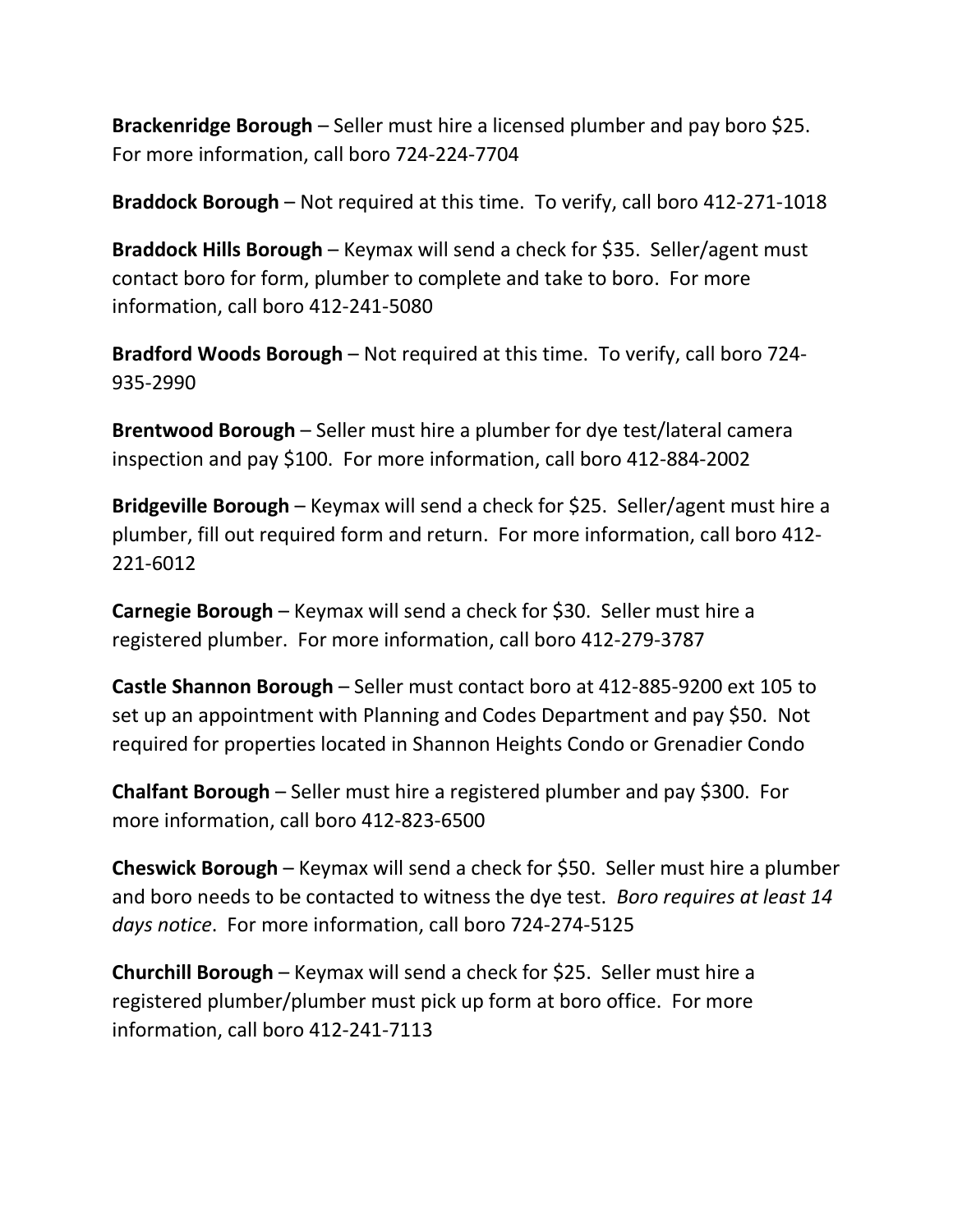**Brackenridge Borough** – Seller must hire a licensed plumber and pay boro $25. For more information, call boro 724-224-7704

**Braddock Borough** – Not required at this time. To verify, call boro 412-271-1018

**Braddock Hills Borough** – Keymax will send a check for $35. Seller/agent must contact boro for form, plumber to complete and take to boro. For more information, call boro 412-241-5080

**Bradford Woods Borough** – Not required at this time. To verify, call boro 724-935-2990

**Brentwood Borough** – Seller must hire a plumber for dye test/lateral camera inspection and pay $100. For more information, call boro 412-884-2002

**Bridgeville Borough** – Keymax will send a check for $25. Seller/agent must hire a plumber, fill out required form and return. For more information, call boro 412-221-6012

**Carnegie Borough** – Keymax will send a check for $30. Seller must hire a registered plumber. For more information, call boro 412-279-3787

**Castle Shannon Borough** – Seller must contact boro at 412-885-9200 ext 105 to set up an appointment with Planning and Codes Department and pay $50. Not required for properties located in Shannon Heights Condo or Grenadier Condo

**Chalfant Borough** – Seller must hire a registered plumber and pay $300. For more information, call boro 412-823-6500

**Cheswick Borough** – Keymax will send a check for $50. Seller must hire a plumber and boro needs to be contacted to witness the dye test. *Boro requires at least 14 days notice*. For more information, call boro 724-274-5125

**Churchill Borough** – Keymax will send a check for $25. Seller must hire a registered plumber/plumber must pick up form at boro office. For more information, call boro 412-241-7113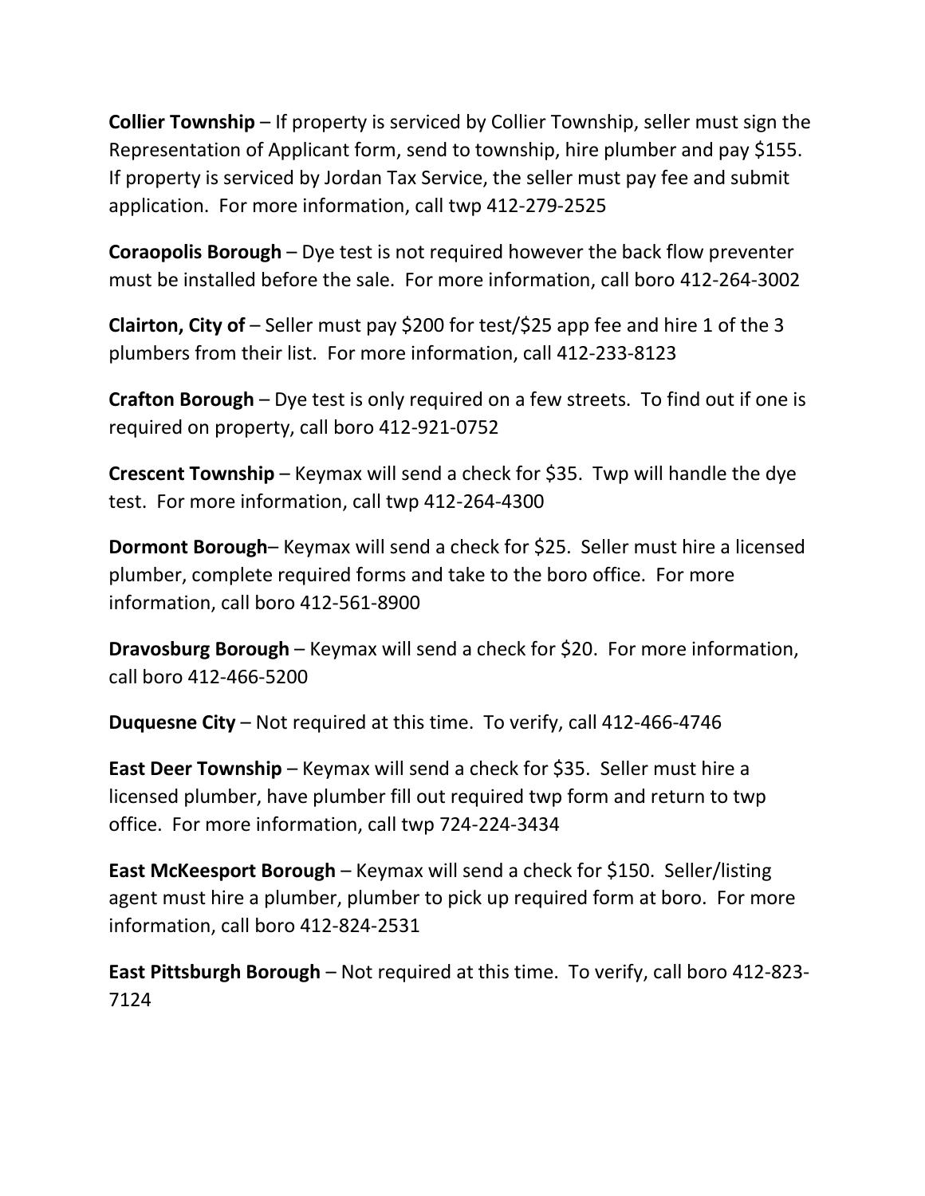**Collier Township** – If property is serviced by Collier Township, seller must sign the Representation of Applicant form, send to township, hire plumber and pay $155. If property is serviced by Jordan Tax Service, the seller must pay fee and submit application. For more information, call twp 412-279-2525

**Coraopolis Borough** – Dye test is not required however the back flow preventer must be installed before the sale. For more information, call boro 412-264-3002

**Clairton, City of** – Seller must pay $200 for test/$25 app fee and hire 1 of the 3 plumbers from their list. For more information, call 412-233-8123

**Crafton Borough** – Dye test is only required on a few streets. To find out if one is required on property, call boro 412-921-0752

**Crescent Township** – Keymax will send a check for $35. Twp will handle the dye test. For more information, call twp 412-264-4300

**Dormont Borough**– Keymax will send a check for $25. Seller must hire a licensed plumber, complete required forms and take to the boro office. For more information, call boro 412-561-8900

**Dravosburg Borough** – Keymax will send a check for $20. For more information, call boro 412-466-5200

**Duquesne City** – Not required at this time. To verify, call 412-466-4746

**East Deer Township** – Keymax will send a check for $35. Seller must hire a licensed plumber, have plumber fill out required twp form and return to twp office. For more information, call twp 724-224-3434

**East McKeesport Borough** – Keymax will send a check for $150. Seller/listing agent must hire a plumber, plumber to pick up required form at boro. For more information, call boro 412-824-2531

**East Pittsburgh Borough** – Not required at this time. To verify, call boro 412-823-7124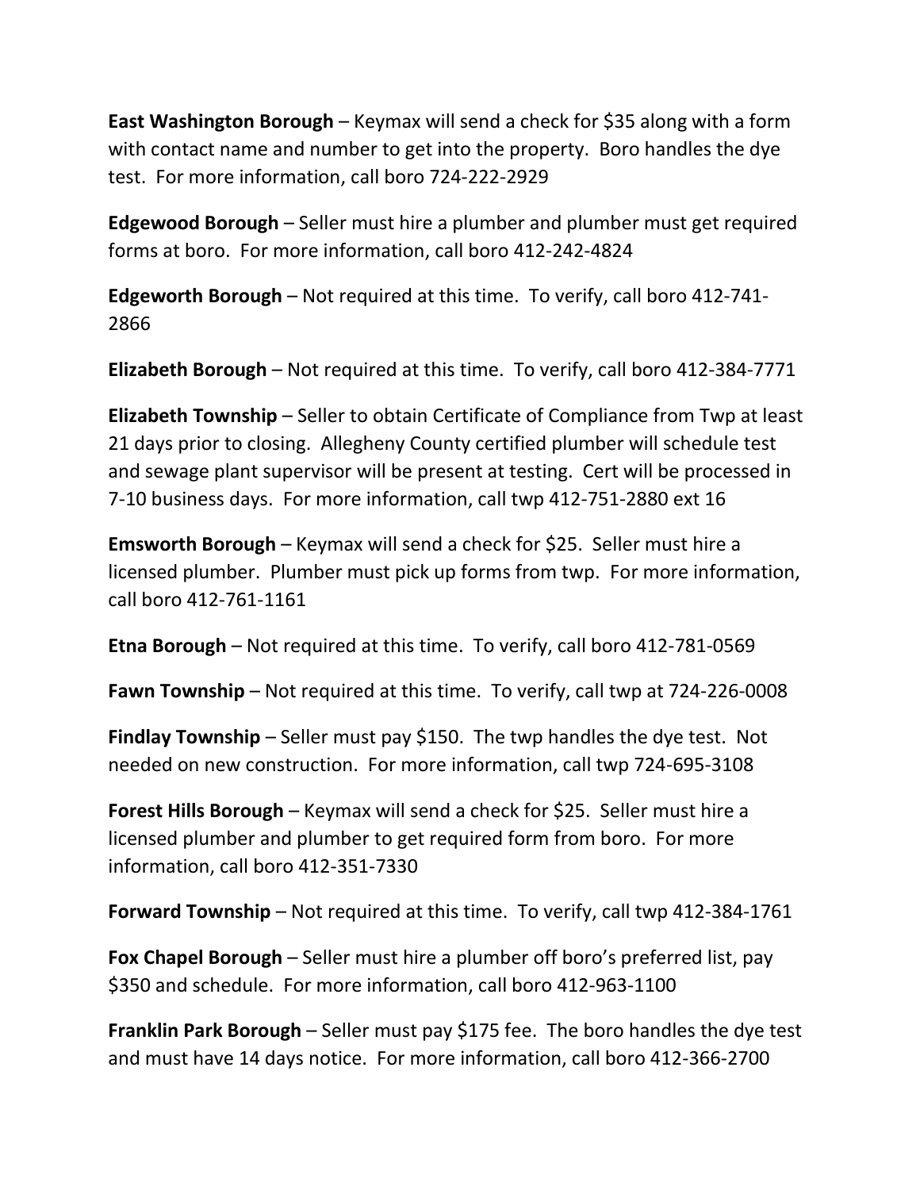**East Washington Borough** – Keymax will send a check for $35 along with a form with contact name and number to get into the property. Boro handles the dye test. For more information, call boro 724-222-2929

**Edgewood Borough** – Seller must hire a plumber and plumber must get required forms at boro. For more information, call boro 412-242-4824

**Edgeworth Borough** – Not required at this time. To verify, call boro 412-741-2866

**Elizabeth Borough** – Not required at this time. To verify, call boro 412-384-7771

**Elizabeth Township** – Seller to obtain Certificate of Compliance from Twp at least 21 days prior to closing. Allegheny County certified plumber will schedule test and sewage plant supervisor will be present at testing. Cert will be processed in 7-10 business days. For more information, call twp 412-751-2880 ext 16

**Emsworth Borough** – Keymax will send a check for $25. Seller must hire a licensed plumber. Plumber must pick up forms from twp. For more information, call boro 412-761-1161

**Etna Borough** – Not required at this time. To verify, call boro 412-781-0569

**Fawn Township** – Not required at this time. To verify, call twp at 724-226-0008

**Findlay Township** – Seller must pay $150. The twp handles the dye test. Not needed on new construction. For more information, call twp 724-695-3108

**Forest Hills Borough** – Keymax will send a check for $25. Seller must hire a licensed plumber and plumber to get required form from boro. For more information, call boro 412-351-7330

**Forward Township** – Not required at this time. To verify, call twp 412-384-1761

**Fox Chapel Borough** – Seller must hire a plumber off boro's preferred list, pay $350 and schedule. For more information, call boro 412-963-1100

**Franklin Park Borough** – Seller must pay $175 fee. The boro handles the dye test and must have 14 days notice. For more information, call boro 412-366-2700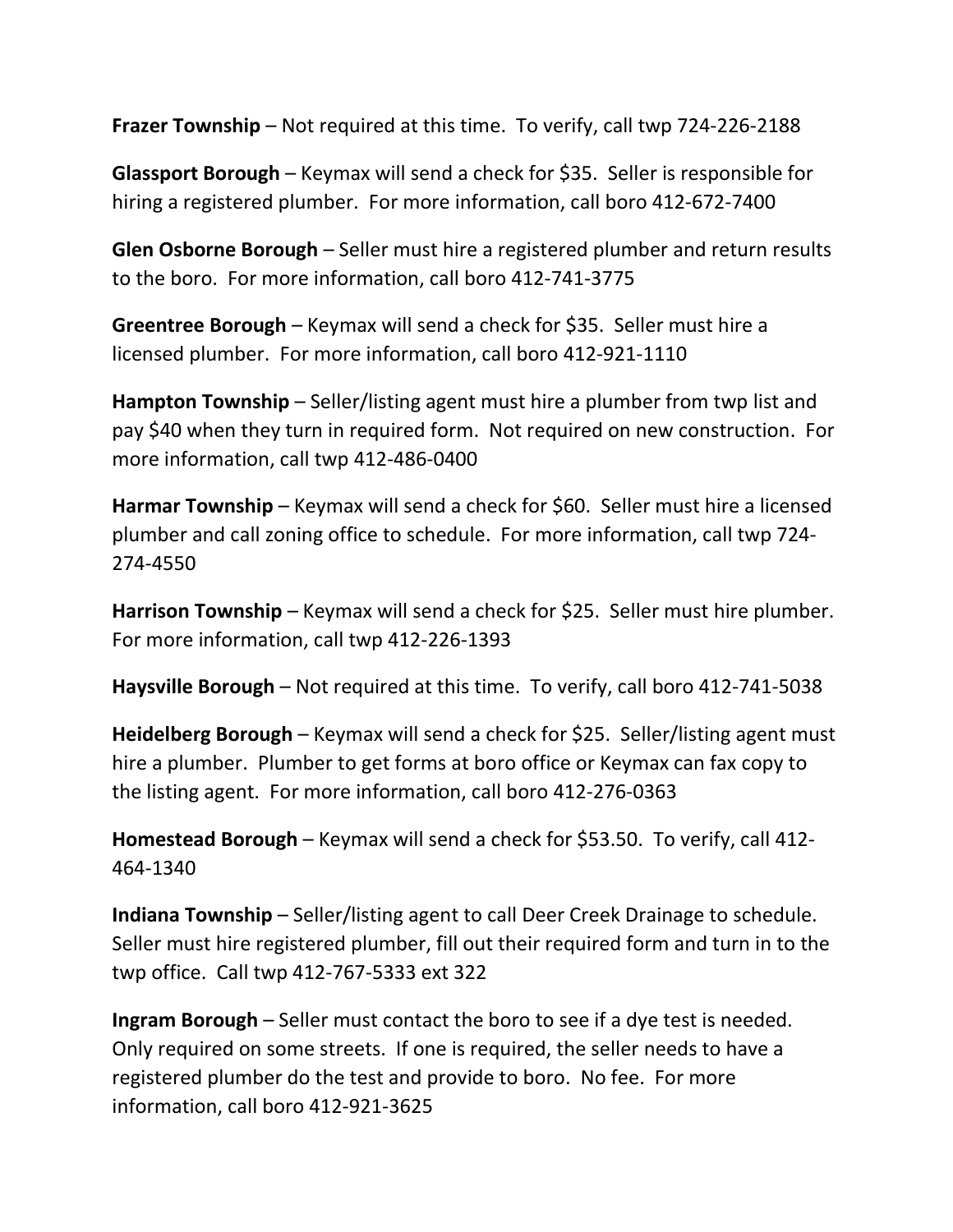**Frazer Township** – Not required at this time. To verify, call twp 724-226-2188

**Glassport Borough** – Keymax will send a check for $35. Seller is responsible for hiring a registered plumber. For more information, call boro 412-672-7400

**Glen Osborne Borough** – Seller must hire a registered plumber and return results to the boro. For more information, call boro 412-741-3775

**Greentree Borough** – Keymax will send a check for $35. Seller must hire a licensed plumber. For more information, call boro 412-921-1110

**Hampton Township** – Seller/listing agent must hire a plumber from twp list and pay $40 when they turn in required form. Not required on new construction. For more information, call twp 412-486-0400

**Harmar Township** – Keymax will send a check for $60. Seller must hire a licensed plumber and call zoning office to schedule. For more information, call twp 724-274-4550

**Harrison Township** – Keymax will send a check for $25. Seller must hire plumber. For more information, call twp 412-226-1393

**Haysville Borough** – Not required at this time. To verify, call boro 412-741-5038

**Heidelberg Borough** – Keymax will send a check for $25. Seller/listing agent must hire a plumber. Plumber to get forms at boro office or Keymax can fax copy to the listing agent. For more information, call boro 412-276-0363

**Homestead Borough** – Keymax will send a check for $53.50. To verify, call 412-464-1340

**Indiana Township** – Seller/listing agent to call Deer Creek Drainage to schedule. Seller must hire registered plumber, fill out their required form and turn in to the twp office. Call twp 412-767-5333 ext 322

**Ingram Borough** – Seller must contact the boro to see if a dye test is needed. Only required on some streets. If one is required, the seller needs to have a registered plumber do the test and provide to boro. No fee. For more information, call boro 412-921-3625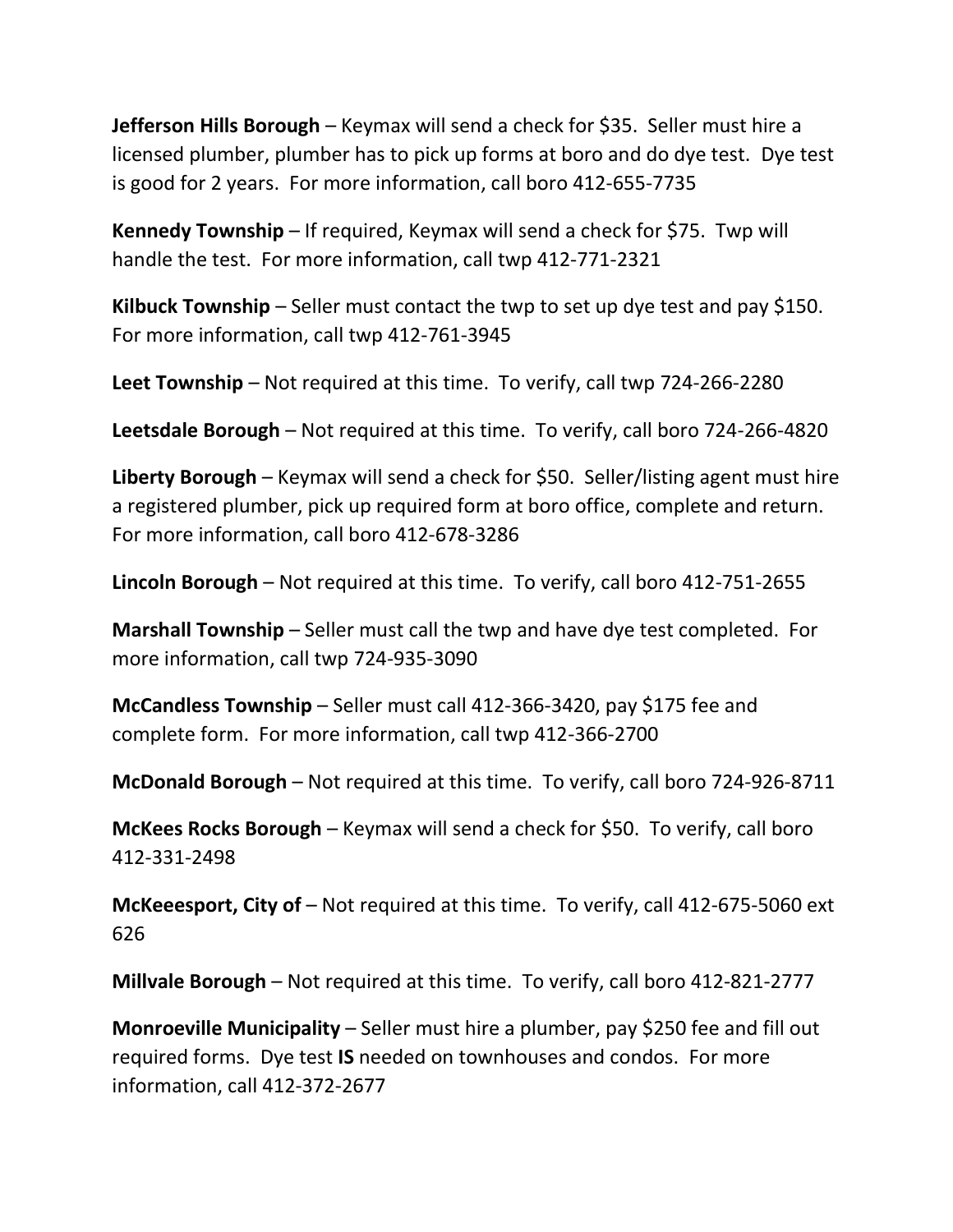**Jefferson Hills Borough** – Keymax will send a check for $35. Seller must hire a licensed plumber, plumber has to pick up forms at boro and do dye test. Dye test is good for 2 years. For more information, call boro 412-655-7735

**Kennedy Township** – If required, Keymax will send a check for $75. Twp will handle the test. For more information, call twp 412-771-2321

**Kilbuck Township** – Seller must contact the twp to set up dye test and pay $150. For more information, call twp 412-761-3945

**Leet Township** – Not required at this time. To verify, call twp 724-266-2280

**Leetsdale Borough** – Not required at this time. To verify, call boro 724-266-4820

**Liberty Borough** – Keymax will send a check for $50. Seller/listing agent must hire a registered plumber, pick up required form at boro office, complete and return. For more information, call boro 412-678-3286

**Lincoln Borough** – Not required at this time. To verify, call boro 412-751-2655

**Marshall Township** – Seller must call the twp and have dye test completed. For more information, call twp 724-935-3090

**McCandless Township** – Seller must call 412-366-3420, pay $175 fee and complete form. For more information, call twp 412-366-2700

**McDonald Borough** – Not required at this time. To verify, call boro 724-926-8711

**McKees Rocks Borough** – Keymax will send a check for $50. To verify, call boro 412-331-2498

**McKeeesport, City of** – Not required at this time. To verify, call 412-675-5060 ext 626

**Millvale Borough** – Not required at this time. To verify, call boro 412-821-2777

**Monroeville Municipality** – Seller must hire a plumber, pay $250 fee and fill out required forms. Dye test **IS** needed on townhouses and condos. For more information, call 412-372-2677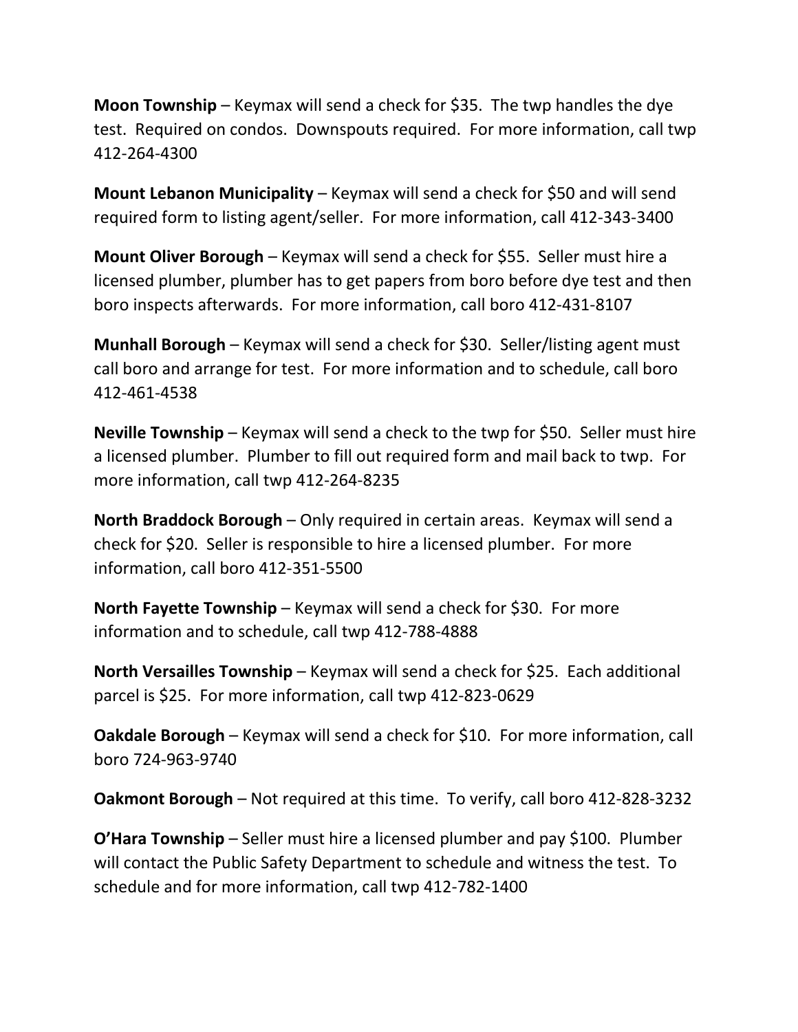**Moon Township** – Keymax will send a check for $35.  The twp handles the dye test.  Required on condos.  Downspouts required.  For more information, call twp 412-264-4300

**Mount Lebanon Municipality** – Keymax will send a check for $50 and will send required form to listing agent/seller.  For more information, call 412-343-3400

**Mount Oliver Borough** – Keymax will send a check for $55.  Seller must hire a licensed plumber, plumber has to get papers from boro before dye test and then boro inspects afterwards.  For more information, call boro 412-431-8107

**Munhall Borough** – Keymax will send a check for $30.  Seller/listing agent must call boro and arrange for test.  For more information and to schedule, call boro 412-461-4538

**Neville Township** – Keymax will send a check to the twp for $50.  Seller must hire a licensed plumber.  Plumber to fill out required form and mail back to twp.  For more information, call twp 412-264-8235

**North Braddock Borough** – Only required in certain areas.  Keymax will send a check for $20.  Seller is responsible to hire a licensed plumber.  For more information, call boro 412-351-5500

**North Fayette Township** – Keymax will send a check for $30.  For more information and to schedule, call twp 412-788-4888

**North Versailles Township** – Keymax will send a check for $25.  Each additional parcel is $25.  For more information, call twp 412-823-0629

**Oakdale Borough** – Keymax will send a check for $10.  For more information, call boro 724-963-9740

**Oakmont Borough** – Not required at this time.  To verify, call boro 412-828-3232

**O'Hara Township** – Seller must hire a licensed plumber and pay $100.  Plumber will contact the Public Safety Department to schedule and witness the test.  To schedule and for more information, call twp 412-782-1400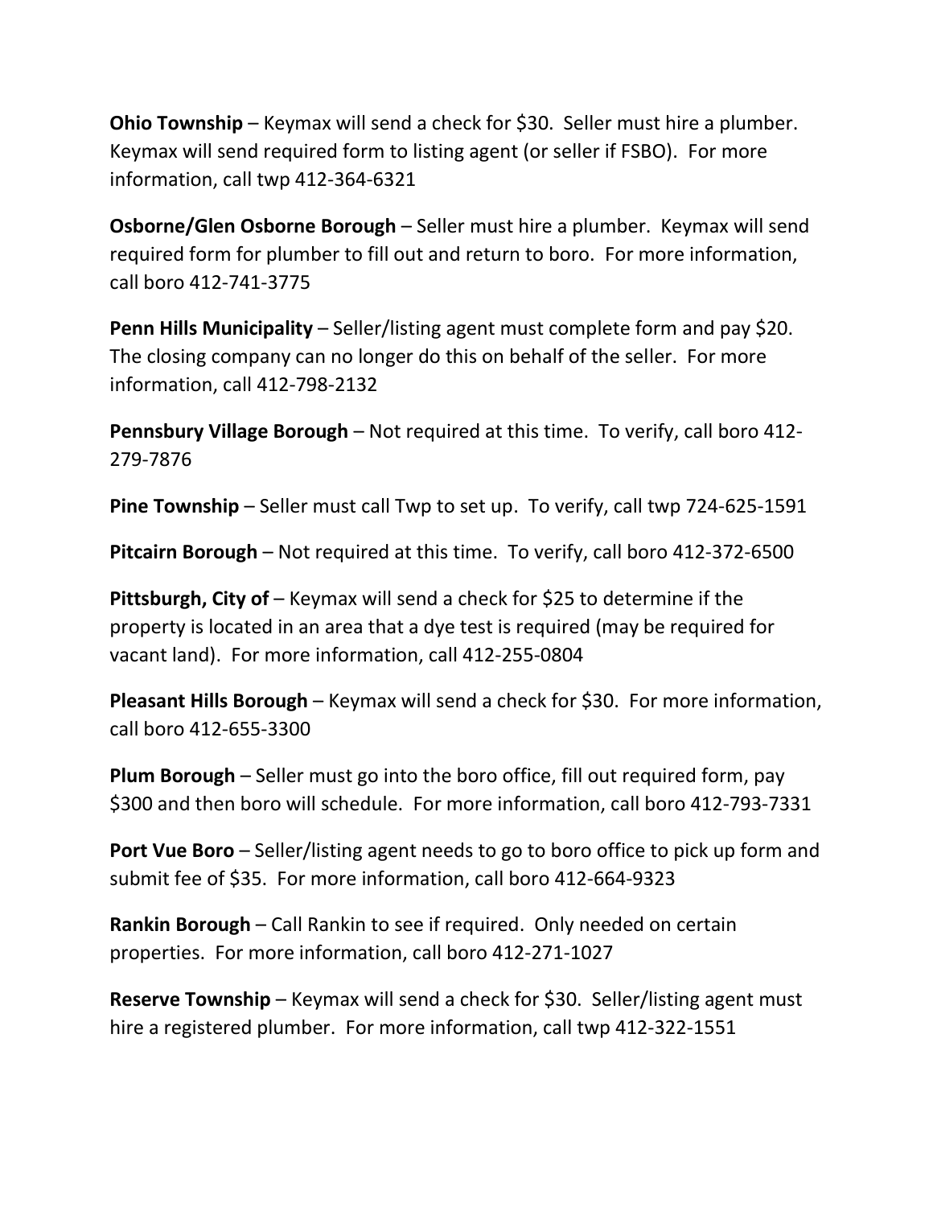**Ohio Township** – Keymax will send a check for $30. Seller must hire a plumber. Keymax will send required form to listing agent (or seller if FSBO). For more information, call twp 412-364-6321

**Osborne/Glen Osborne Borough** – Seller must hire a plumber. Keymax will send required form for plumber to fill out and return to boro. For more information, call boro 412-741-3775

**Penn Hills Municipality** – Seller/listing agent must complete form and pay $20. The closing company can no longer do this on behalf of the seller. For more information, call 412-798-2132

**Pennsbury Village Borough** – Not required at this time. To verify, call boro 412-279-7876

**Pine Township** – Seller must call Twp to set up. To verify, call twp 724-625-1591

**Pitcairn Borough** – Not required at this time. To verify, call boro 412-372-6500

**Pittsburgh, City of** – Keymax will send a check for $25 to determine if the property is located in an area that a dye test is required (may be required for vacant land). For more information, call 412-255-0804

**Pleasant Hills Borough** – Keymax will send a check for $30. For more information, call boro 412-655-3300

**Plum Borough** – Seller must go into the boro office, fill out required form, pay $300 and then boro will schedule. For more information, call boro 412-793-7331

**Port Vue Boro** – Seller/listing agent needs to go to boro office to pick up form and submit fee of $35. For more information, call boro 412-664-9323

**Rankin Borough** – Call Rankin to see if required. Only needed on certain properties. For more information, call boro 412-271-1027

**Reserve Township** – Keymax will send a check for $30. Seller/listing agent must hire a registered plumber. For more information, call twp 412-322-1551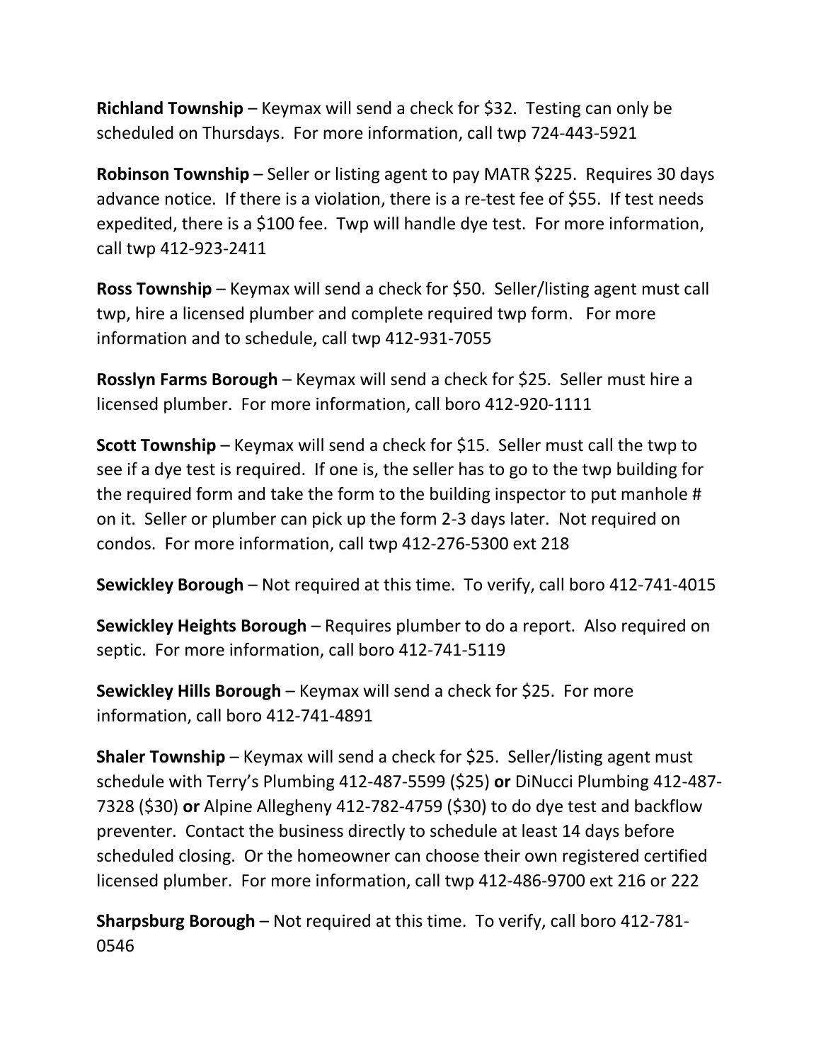**Richland Township** – Keymax will send a check for $32. Testing can only be scheduled on Thursdays. For more information, call twp 724-443-5921

**Robinson Township** – Seller or listing agent to pay MATR $225. Requires 30 days advance notice. If there is a violation, there is a re-test fee of $55. If test needs expedited, there is a $100 fee. Twp will handle dye test. For more information, call twp 412-923-2411

**Ross Township** – Keymax will send a check for $50. Seller/listing agent must call twp, hire a licensed plumber and complete required twp form. For more information and to schedule, call twp 412-931-7055

**Rosslyn Farms Borough** – Keymax will send a check for $25. Seller must hire a licensed plumber. For more information, call boro 412-920-1111

**Scott Township** – Keymax will send a check for $15. Seller must call the twp to see if a dye test is required. If one is, the seller has to go to the twp building for the required form and take the form to the building inspector to put manhole # on it. Seller or plumber can pick up the form 2-3 days later. Not required on condos. For more information, call twp 412-276-5300 ext 218

**Sewickley Borough** – Not required at this time. To verify, call boro 412-741-4015

**Sewickley Heights Borough** – Requires plumber to do a report. Also required on septic. For more information, call boro 412-741-5119

**Sewickley Hills Borough** – Keymax will send a check for $25. For more information, call boro 412-741-4891

**Shaler Township** – Keymax will send a check for $25. Seller/listing agent must schedule with Terry's Plumbing 412-487-5599 ($25) **or** DiNucci Plumbing 412-487-7328 ($30) **or** Alpine Allegheny 412-782-4759 ($30) to do dye test and backflow preventer. Contact the business directly to schedule at least 14 days before scheduled closing. Or the homeowner can choose their own registered certified licensed plumber. For more information, call twp 412-486-9700 ext 216 or 222

**Sharpsburg Borough** – Not required at this time. To verify, call boro 412-781-0546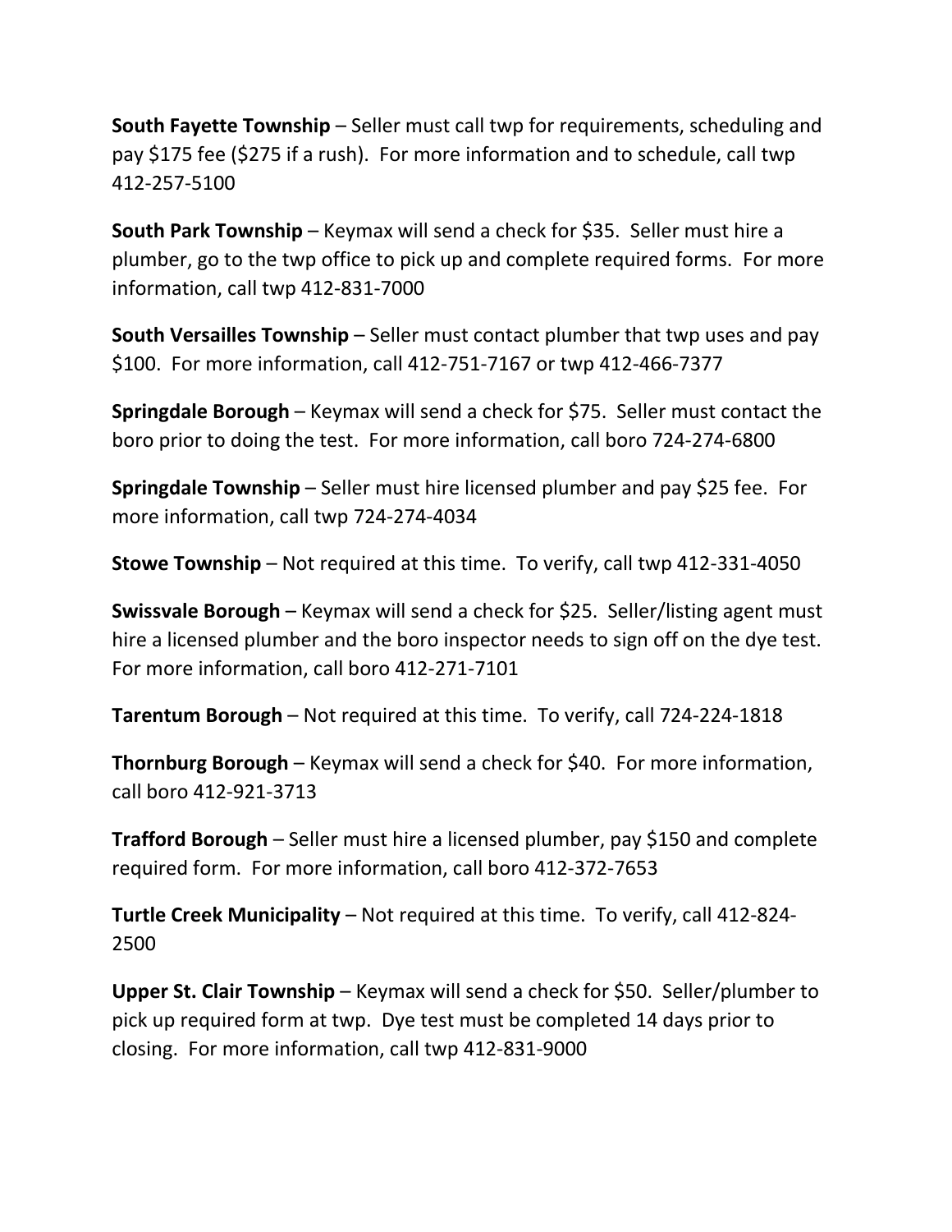**South Fayette Township** – Seller must call twp for requirements, scheduling and pay $175 fee ($275 if a rush). For more information and to schedule, call twp 412-257-5100

**South Park Township** – Keymax will send a check for $35. Seller must hire a plumber, go to the twp office to pick up and complete required forms. For more information, call twp 412-831-7000

**South Versailles Township** – Seller must contact plumber that twp uses and pay $100. For more information, call 412-751-7167 or twp 412-466-7377

**Springdale Borough** – Keymax will send a check for $75. Seller must contact the boro prior to doing the test. For more information, call boro 724-274-6800

**Springdale Township** – Seller must hire licensed plumber and pay $25 fee. For more information, call twp 724-274-4034

**Stowe Township** – Not required at this time. To verify, call twp 412-331-4050

**Swissvale Borough** – Keymax will send a check for $25. Seller/listing agent must hire a licensed plumber and the boro inspector needs to sign off on the dye test. For more information, call boro 412-271-7101

**Tarentum Borough** – Not required at this time. To verify, call 724-224-1818

**Thornburg Borough** – Keymax will send a check for $40. For more information, call boro 412-921-3713

**Trafford Borough** – Seller must hire a licensed plumber, pay $150 and complete required form. For more information, call boro 412-372-7653

**Turtle Creek Municipality** – Not required at this time. To verify, call 412-824-2500

**Upper St. Clair Township** – Keymax will send a check for $50. Seller/plumber to pick up required form at twp. Dye test must be completed 14 days prior to closing. For more information, call twp 412-831-9000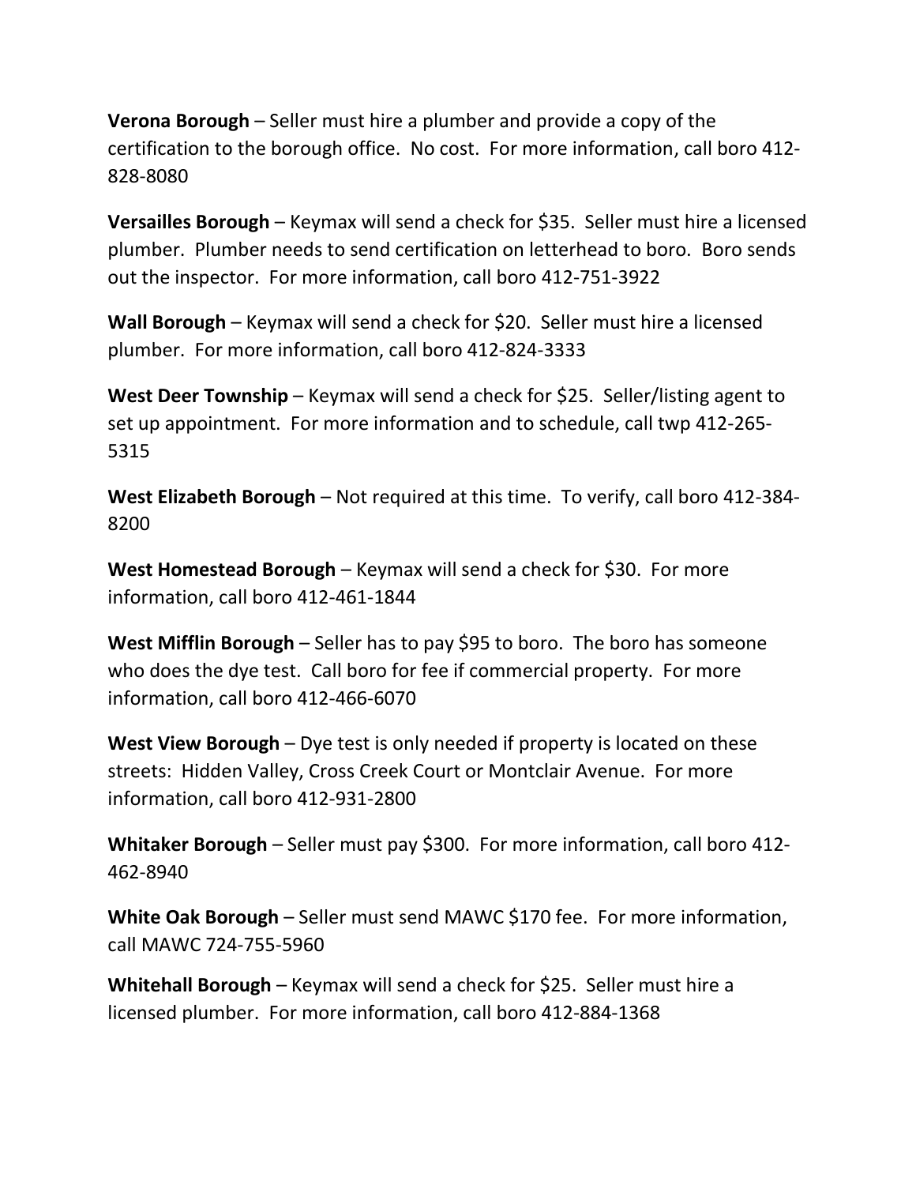**Verona Borough** – Seller must hire a plumber and provide a copy of the certification to the borough office. No cost. For more information, call boro 412-828-8080

**Versailles Borough** – Keymax will send a check for $35. Seller must hire a licensed plumber. Plumber needs to send certification on letterhead to boro. Boro sends out the inspector. For more information, call boro 412-751-3922

**Wall Borough** – Keymax will send a check for $20. Seller must hire a licensed plumber. For more information, call boro 412-824-3333

**West Deer Township** – Keymax will send a check for $25. Seller/listing agent to set up appointment. For more information and to schedule, call twp 412-265-5315

**West Elizabeth Borough** – Not required at this time. To verify, call boro 412-384-8200

**West Homestead Borough** – Keymax will send a check for $30. For more information, call boro 412-461-1844

**West Mifflin Borough** – Seller has to pay $95 to boro. The boro has someone who does the dye test. Call boro for fee if commercial property. For more information, call boro 412-466-6070

**West View Borough** – Dye test is only needed if property is located on these streets: Hidden Valley, Cross Creek Court or Montclair Avenue. For more information, call boro 412-931-2800

**Whitaker Borough** – Seller must pay $300. For more information, call boro 412-462-8940

**White Oak Borough** – Seller must send MAWC $170 fee. For more information, call MAWC 724-755-5960

**Whitehall Borough** – Keymax will send a check for $25. Seller must hire a licensed plumber. For more information, call boro 412-884-1368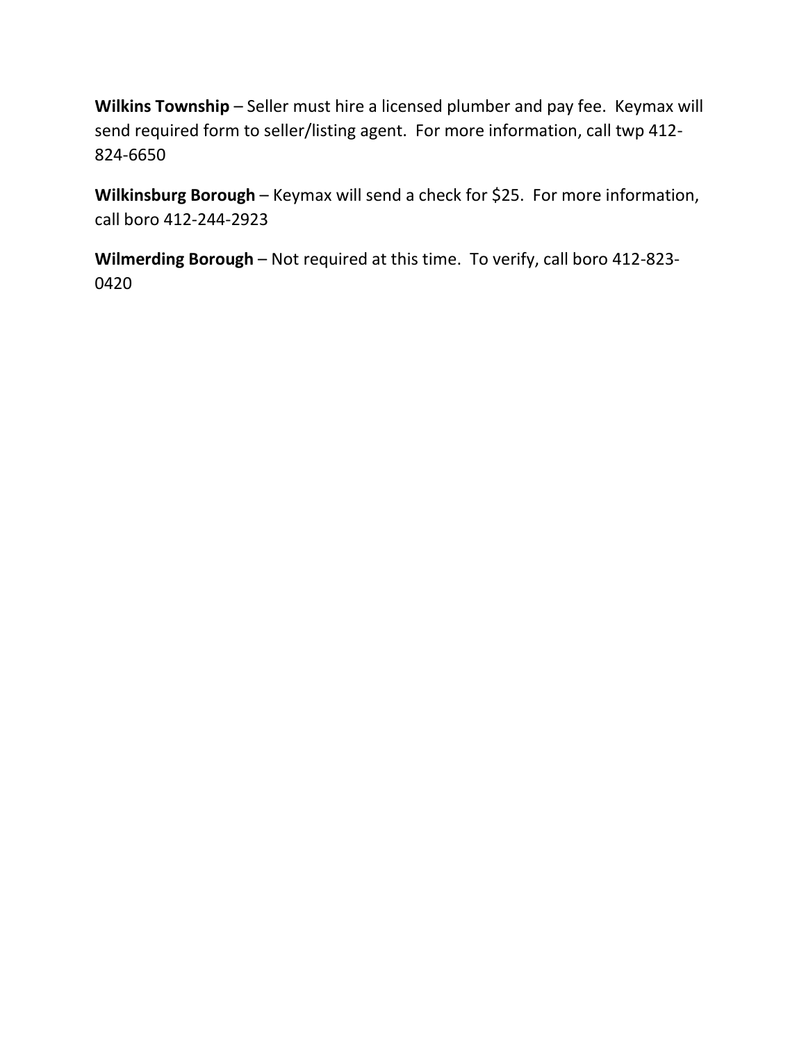**Wilkins Township** – Seller must hire a licensed plumber and pay fee. Keymax will send required form to seller/listing agent. For more information, call twp 412-824-6650

**Wilkinsburg Borough** – Keymax will send a check for $25. For more information, call boro 412-244-2923

**Wilmerding Borough** – Not required at this time. To verify, call boro 412-823-0420